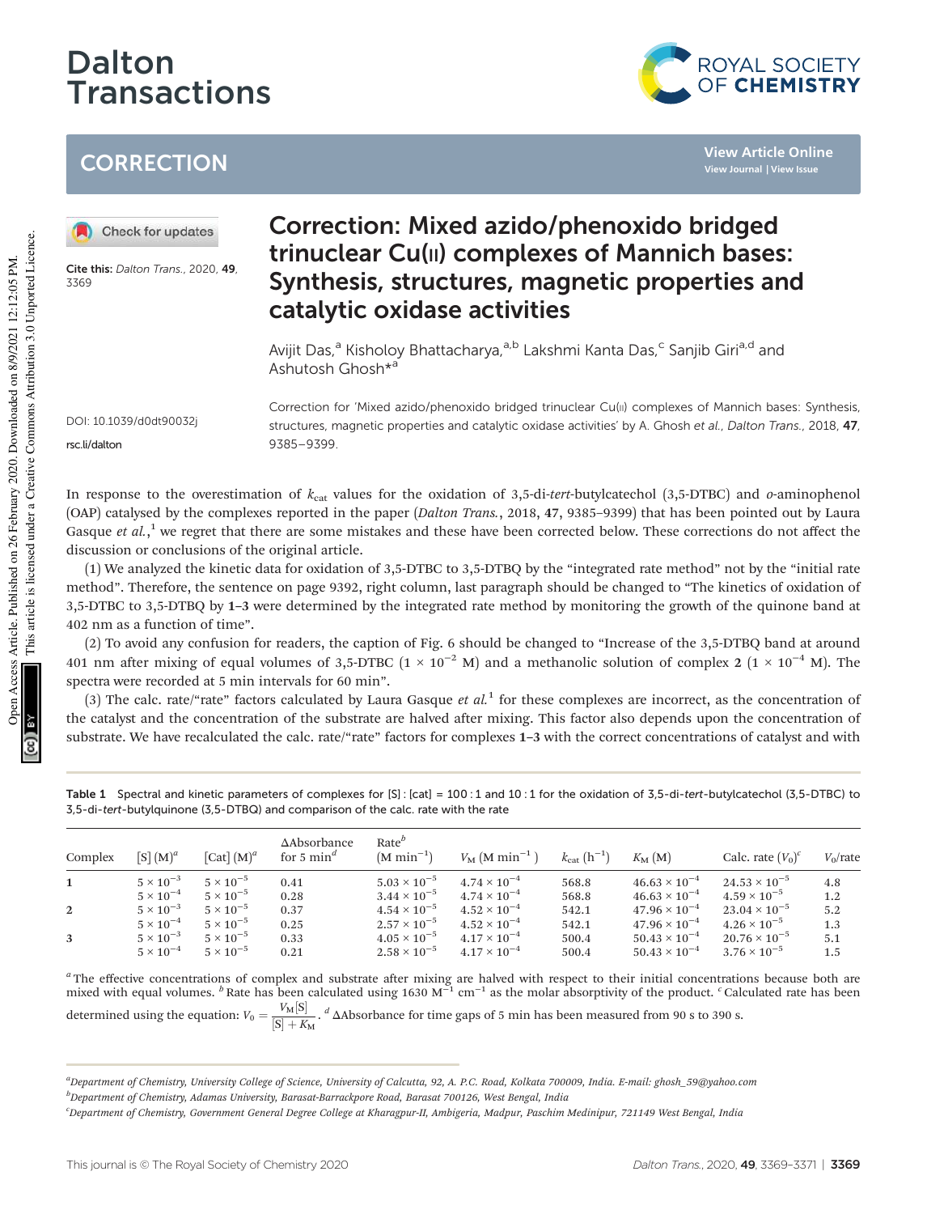# CORRECTION

Cite this: *Dalton Trans.*, 2020, **49**, 3369

DOI: 10.1039/d0dt90032j

rsc.li/dalton

# Correction: Mixed azido/phenoxido bridged trinuclear Cu(II) complexes of Mannich bases: Synthesis, structures, magnetic properties and catalytic oxidase activities

Avijit Das,[a] Kisholoy Bhattacharya,[a,b] Lakshmi Kanta Das,[c] Sanjib Giri[a,d] and Ashutosh Ghosh*[a]

Correction for 'Mixed azido/phenoxido bridged trinuclear Cu(II) complexes of Mannich bases: Synthesis, structures, magnetic properties and catalytic oxidase activities' by A. Ghosh *et al.*, *Dalton Trans.*, 2018, **47**, 9385–9399.

In response to the overestimation of $k_{cat}$ values for the oxidation of 3,5-di-*tert*-butylcatechol (3,5-DTBC) and *o*-aminophenol (OAP) catalysed by the complexes reported in the paper (*Dalton Trans.*, 2018, **47**, 9385–9399) that has been pointed out by Laura Gasque *et al.*,[1] we regret that there are some mistakes and these have been corrected below. These corrections do not affect the discussion or conclusions of the original article.

(1) We analyzed the kinetic data for oxidation of 3,5-DTBC to 3,5-DTBQ by the "integrated rate method" not by the "initial rate method". Therefore, the sentence on page 9392, right column, last paragraph should be changed to "The kinetics of oxidation of 3,5-DTBC to 3,5-DTBQ by **1–3** were determined by the integrated rate method by monitoring the growth of the quinone band at 402 nm as a function of time".

(2) To avoid any confusion for readers, the caption of Fig. 6 should be changed to "Increase of the 3,5-DTBQ band at around 401 nm after mixing of equal volumes of 3,5-DTBC ($1 \times 10^{-2}$ M) and a methanolic solution of complex **2** ($1 \times 10^{-4}$ M). The spectra were recorded at 5 min intervals for 60 min".

(3) The calc. rate/"rate" factors calculated by Laura Gasque *et al.*[1] for these complexes are incorrect, as the concentration of the catalyst and the concentration of the substrate are halved after mixing. This factor also depends upon the concentration of substrate. We have recalculated the calc. rate/"rate" factors for complexes **1–3** with the correct concentrations of catalyst and with

Table 1 Spectral and kinetic parameters of complexes for [S] : [cat] = 100 : 1 and 10 : 1 for the oxidation of 3,5-di-*tert*-butylcatechol (3,5-DTBC) to 3,5-di-*tert*-butylquinone (3,5-DTBQ) and comparison of the calc. rate with the rate

| Complex | [S] (M)[a] | [Cat] (M)[a] | ΔAbsorbance for 5 min[d] | Rate[b] (M min$^{-1}$) | $V_M$ (M min$^{-1}$) | $k_{cat}$ (h$^{-1}$) | $K_M$ (M) | Calc. rate ($V_0$)[c] | $V_0$/rate |
|---|---|---|---|---|---|---|---|---|---|
| **1** | $5 \times 10^{-3}$ | $5 \times 10^{-5}$ | 0.41 | $5.03 \times 10^{-5}$ | $4.74 \times 10^{-4}$ | 568.8 | $46.63 \times 10^{-4}$ | $24.53 \times 10^{-5}$ | 4.8 |
| | $5 \times 10^{-4}$ | $5 \times 10^{-5}$ | 0.28 | $3.44 \times 10^{-5}$ | $4.74 \times 10^{-4}$ | 568.8 | $46.63 \times 10^{-4}$ | $4.59 \times 10^{-5}$ | 1.2 |
| **2** | $5 \times 10^{-3}$ | $5 \times 10^{-5}$ | 0.37 | $4.54 \times 10^{-5}$ | $4.52 \times 10^{-4}$ | 542.1 | $47.96 \times 10^{-4}$ | $23.04 \times 10^{-5}$ | 5.2 |
| | $5 \times 10^{-4}$ | $5 \times 10^{-5}$ | 0.25 | $2.57 \times 10^{-5}$ | $4.52 \times 10^{-4}$ | 542.1 | $47.96 \times 10^{-4}$ | $4.26 \times 10^{-5}$ | 1.3 |
| **3** | $5 \times 10^{-3}$ | $5 \times 10^{-5}$ | 0.33 | $4.05 \times 10^{-5}$ | $4.17 \times 10^{-4}$ | 500.4 | $50.43 \times 10^{-4}$ | $20.76 \times 10^{-5}$ | 5.1 |
| | $5 \times 10^{-4}$ | $5 \times 10^{-5}$ | 0.21 | $2.58 \times 10^{-5}$ | $4.17 \times 10^{-4}$ | 500.4 | $50.43 \times 10^{-4}$ | $3.76 \times 10^{-5}$ | 1.5 |

[a] The effective concentrations of complex and substrate after mixing are halved with respect to their initial concentrations because both are mixed with equal volumes. [b] Rate has been calculated using 1630 M$^{-1}$ cm$^{-1}$ as the molar absorptivity of the product. [c] Calculated rate has been determined using the equation: $V_0 = \frac{V_M[S]}{[S] + K_M}$. [d] ΔAbsorbance for time gaps of 5 min has been measured from 90 s to 390 s.

[a] Department of Chemistry, University College of Science, University of Calcutta, 92, A. P.C. Road, Kolkata 700009, India. E-mail: ghosh_59@yahoo.com

[b] Department of Chemistry, Adamas University, Barasat-Barrackpore Road, Barasat 700126, West Bengal, India

[c] Department of Chemistry, Government General Degree College at Kharagpur-II, Ambigeria, Madpur, Paschim Medinipur, 721149 West Bengal, India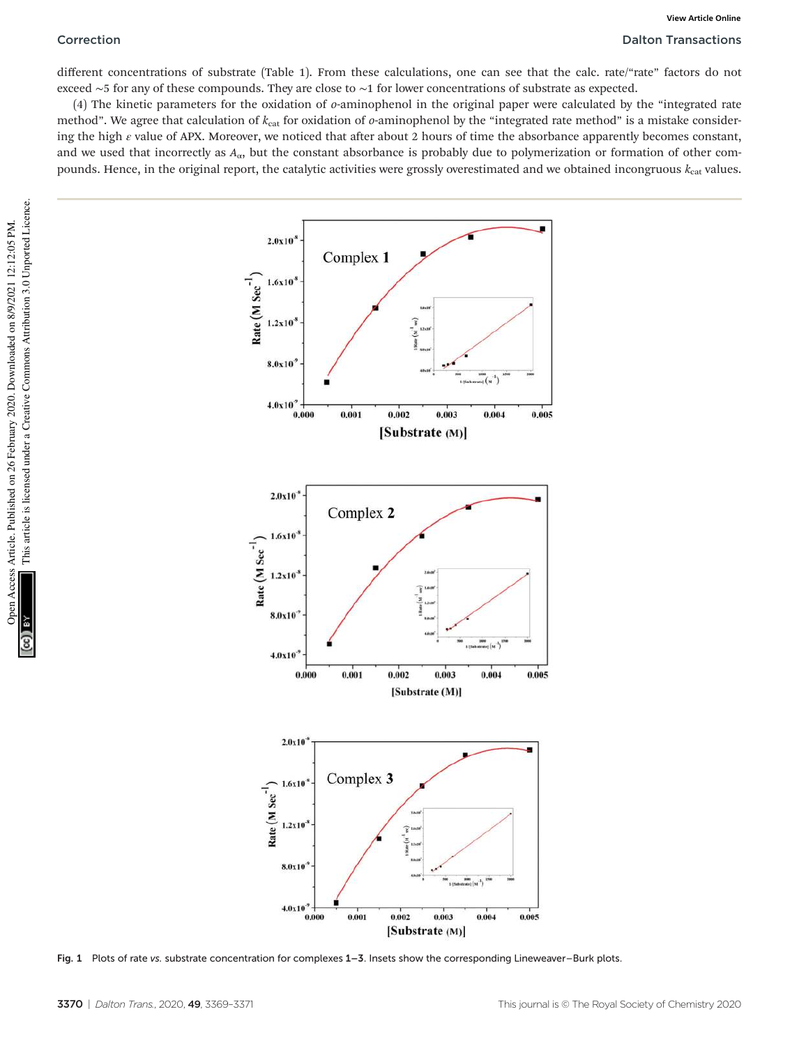different concentrations of substrate (Table 1). From these calculations, one can see that the calc. rate/"rate" factors do not exceed ∼5 for any of these compounds. They are close to ∼1 for lower concentrations of substrate as expected.

(4) The kinetic parameters for the oxidation of *o*-aminophenol in the original paper were calculated by the "integrated rate method". We agree that calculation of $k_{cat}$ for oxidation of *o*-aminophenol by the "integrated rate method" is a mistake considering the high $\varepsilon$ value of APX. Moreover, we noticed that after about 2 hours of time the absorbance apparently becomes constant, and we used that incorrectly as $A_\alpha$, but the constant absorbance is probably due to polymerization or formation of other compounds. Hence, in the original report, the catalytic activities were grossly overestimated and we obtained incongruous $k_{cat}$ values.

Fig. 1 Plots of rate *vs.* substrate concentration for complexes **1–3**. Insets show the corresponding Lineweaver–Burk plots.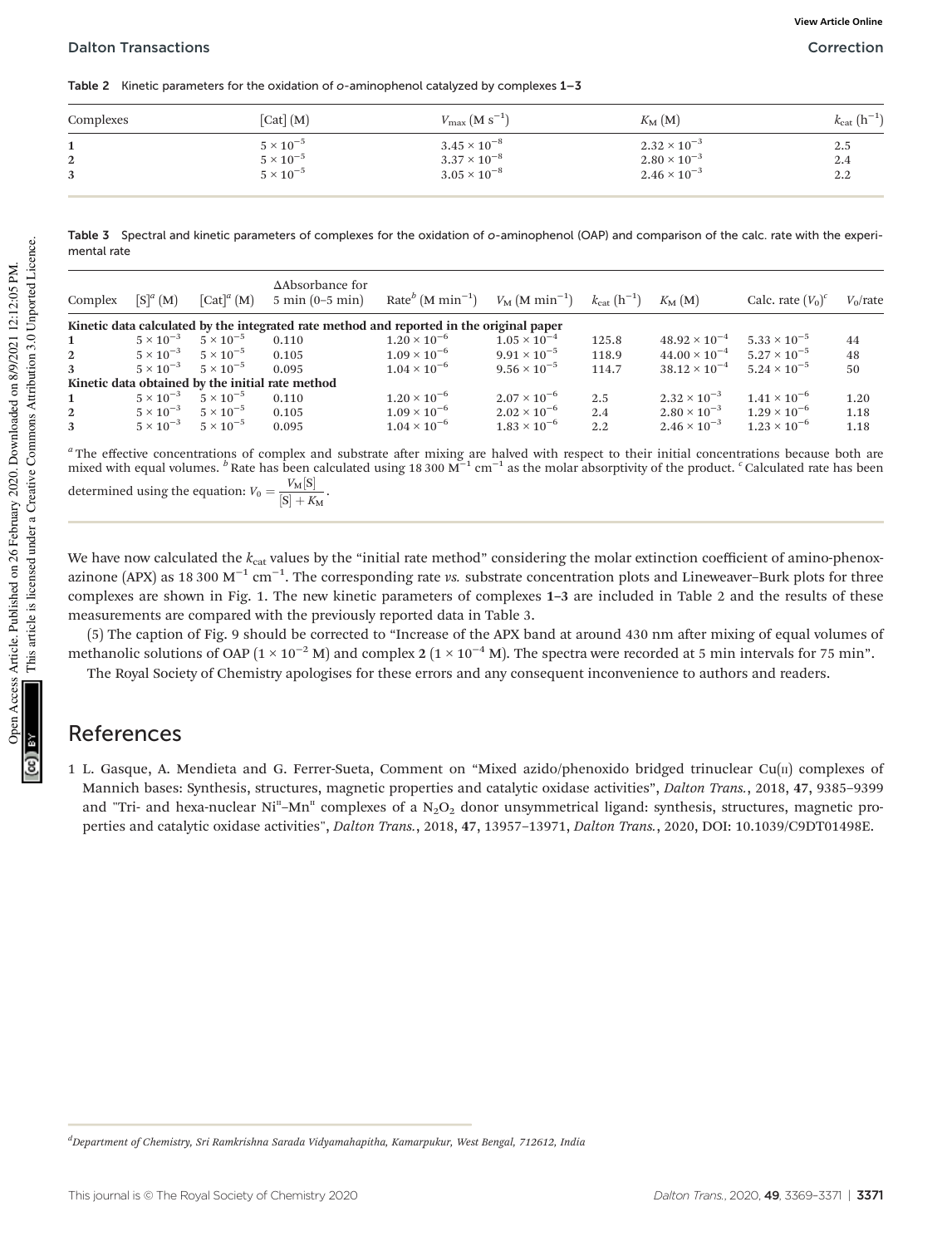**Table 2** Kinetic parameters for the oxidation of *o*-aminophenol catalyzed by complexes **1–3**

| Complexes | [Cat] (M) | $V_{max}$ (M s$^{-1}$) | $K_M$ (M) | $k_{cat}$ (h$^{-1}$) |
|---|---|---|---|---|
| **1** | $5 \times 10^{-5}$ | $3.45 \times 10^{-8}$ | $2.32 \times 10^{-3}$ | 2.5 |
| **2** | $5 \times 10^{-5}$ | $3.37 \times 10^{-8}$ | $2.80 \times 10^{-3}$ | 2.4 |
| **3** | $5 \times 10^{-5}$ | $3.05 \times 10^{-8}$ | $2.46 \times 10^{-3}$ | 2.2 |

**Table 3** Spectral and kinetic parameters of complexes for the oxidation of *o*-aminophenol (OAP) and comparison of the calc. rate with the experimental rate

| Complex | [S][a] (M) | [Cat][a] (M) | ΔAbsorbance for 5 min (0–5 min) | Rate[b] (M min$^{-1}$) | $V_M$ (M min$^{-1}$) | $k_{cat}$ (h$^{-1}$) | $K_M$ (M) | Calc. rate ($V_0$)[c] | $V_0$/rate |
|---|---|---|---|---|---|---|---|---|---|
| **Kinetic data calculated by the integrated rate method and reported in the original paper** | | | | | | | | | |
| **1** | $5 \times 10^{-3}$ | $5 \times 10^{-5}$ | 0.110 | $1.20 \times 10^{-6}$ | $1.05 \times 10^{-4}$ | 125.8 | $48.92 \times 10^{-4}$ | $5.33 \times 10^{-5}$ | 44 |
| **2** | $5 \times 10^{-3}$ | $5 \times 10^{-5}$ | 0.105 | $1.09 \times 10^{-6}$ | $9.91 \times 10^{-5}$ | 118.9 | $44.00 \times 10^{-4}$ | $5.27 \times 10^{-5}$ | 48 |
| **3** | $5 \times 10^{-3}$ | $5 \times 10^{-5}$ | 0.095 | $1.04 \times 10^{-6}$ | $9.56 \times 10^{-5}$ | 114.7 | $38.12 \times 10^{-4}$ | $5.24 \times 10^{-5}$ | 50 |
| **Kinetic data obtained by the initial rate method** | | | | | | | | | |
| **1** | $5 \times 10^{-3}$ | $5 \times 10^{-5}$ | 0.110 | $1.20 \times 10^{-6}$ | $2.07 \times 10^{-6}$ | 2.5 | $2.32 \times 10^{-3}$ | $1.41 \times 10^{-6}$ | 1.20 |
| **2** | $5 \times 10^{-3}$ | $5 \times 10^{-5}$ | 0.105 | $1.09 \times 10^{-6}$ | $2.02 \times 10^{-6}$ | 2.4 | $2.80 \times 10^{-3}$ | $1.29 \times 10^{-6}$ | 1.18 |
| **3** | $5 \times 10^{-3}$ | $5 \times 10^{-5}$ | 0.095 | $1.04 \times 10^{-6}$ | $1.83 \times 10^{-6}$ | 2.2 | $2.46 \times 10^{-3}$ | $1.23 \times 10^{-6}$ | 1.18 |

[a] The effective concentrations of complex and substrate after mixing are halved with respect to their initial concentrations because both are mixed with equal volumes. [b] Rate has been calculated using 18 300 M$^{-1}$ cm$^{-1}$ as the molar absorptivity of the product. [c] Calculated rate has been determined using the equation: $V_0 = \frac{V_M[S]}{[S] + K_M}$.

We have now calculated the $k_{cat}$ values by the "initial rate method" considering the molar extinction coefficient of amino-phenoxazinone (APX) as 18 300 M$^{-1}$ cm$^{-1}$. The corresponding rate *vs.* substrate concentration plots and Lineweaver–Burk plots for three complexes are shown in Fig. 1. The new kinetic parameters of complexes **1–3** are included in Table 2 and the results of these measurements are compared with the previously reported data in Table 3.

(5) The caption of Fig. 9 should be corrected to "Increase of the APX band at around 430 nm after mixing of equal volumes of methanolic solutions of OAP ($1 \times 10^{-2}$ M) and complex **2** ($1 \times 10^{-4}$ M). The spectra were recorded at 5 min intervals for 75 min".

The Royal Society of Chemistry apologises for these errors and any consequent inconvenience to authors and readers.

## References

1 L. Gasque, A. Mendieta and G. Ferrer-Sueta, Comment on "Mixed azido/phenoxido bridged trinuclear Cu(II) complexes of Mannich bases: Synthesis, structures, magnetic properties and catalytic oxidase activities", *Dalton Trans.*, 2018, **47**, 9385–9399 and "Tri- and hexa-nuclear $Ni^{II}$–$Mn^{II}$ complexes of a $N_2O_2$ donor unsymmetrical ligand: synthesis, structures, magnetic properties and catalytic oxidase activities", *Dalton Trans.*, 2018, **47**, 13957–13971, *Dalton Trans.*, 2020, DOI: 10.1039/C9DT01498E.

[d] *Department of Chemistry, Sri Ramkrishna Sarada Vidyamahapitha, Kamarpukur, West Bengal, 712612, India*